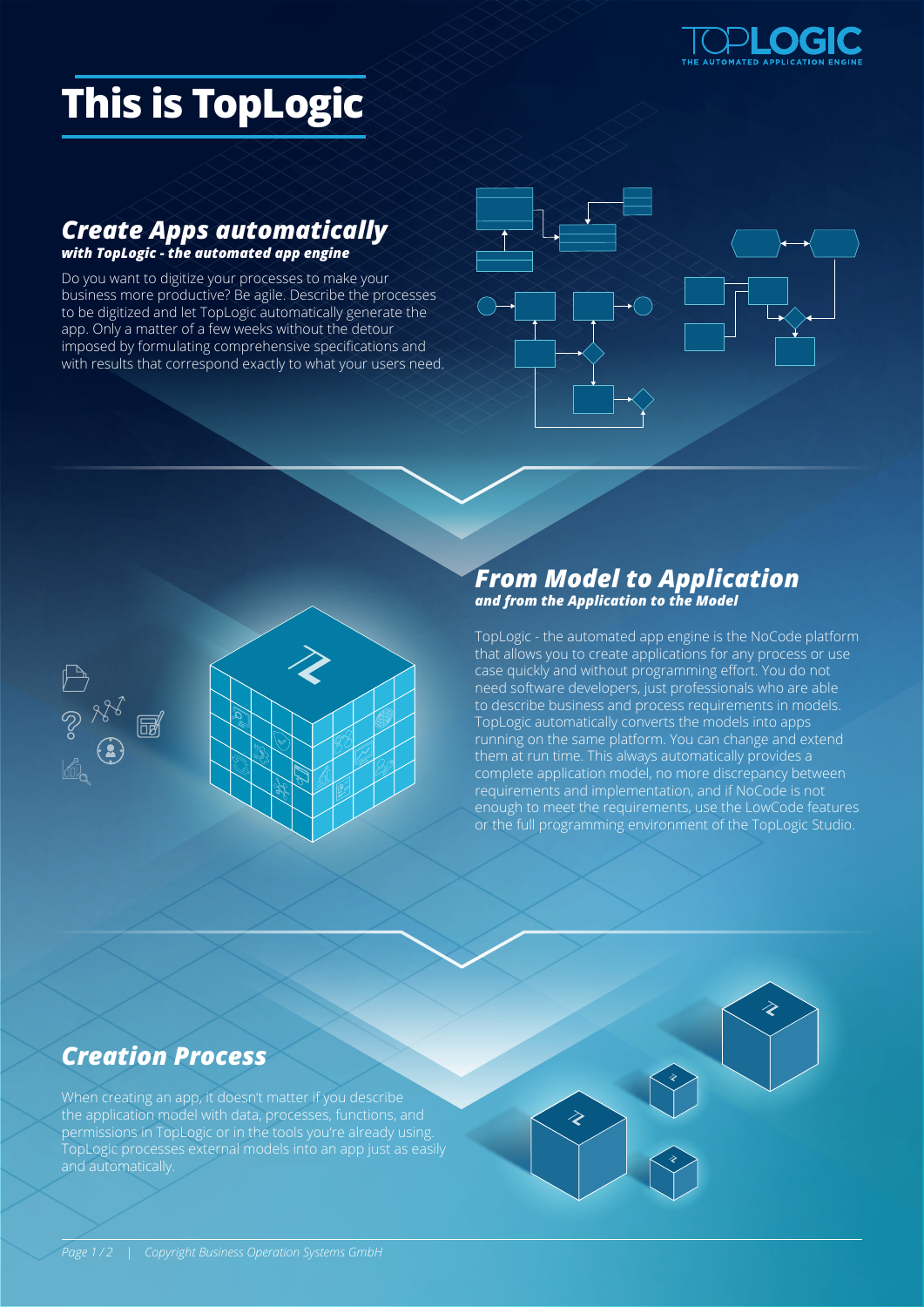# This is TopLogic

## Create Apps automatically

***with TopLogic - the automated app engine***

Do you want to digitize your processes to make your business more productive? Be agile. Describe the processes to be digitized and let TopLogic automatically generate the app. Only a matter of a few weeks without the detour imposed by formulating comprehensive specifications and with results that correspond exactly to what your users need.

## From Model to Application

***and from the Application to the Model***

TopLogic - the automated app engine is the NoCode platform that allows you to create applications for any process or use case quickly and without programming effort. You do not need software developers, just professionals who are able to describe business and process requirements in models. TopLogic automatically converts the models into apps running on the same platform. You can change and extend them at run time. This always automatically provides a complete application model, no more discrepancy between requirements and implementation, and if NoCode is not enough to meet the requirements, use the LowCode features or the full programming environment of the TopLogic Studio.

## Creation Process

When creating an app, it doesn't matter if you describe the application model with data, processes, functions, and permissions in TopLogic or in the tools you're already using. TopLogic processes external models into an app just as easily and automatically.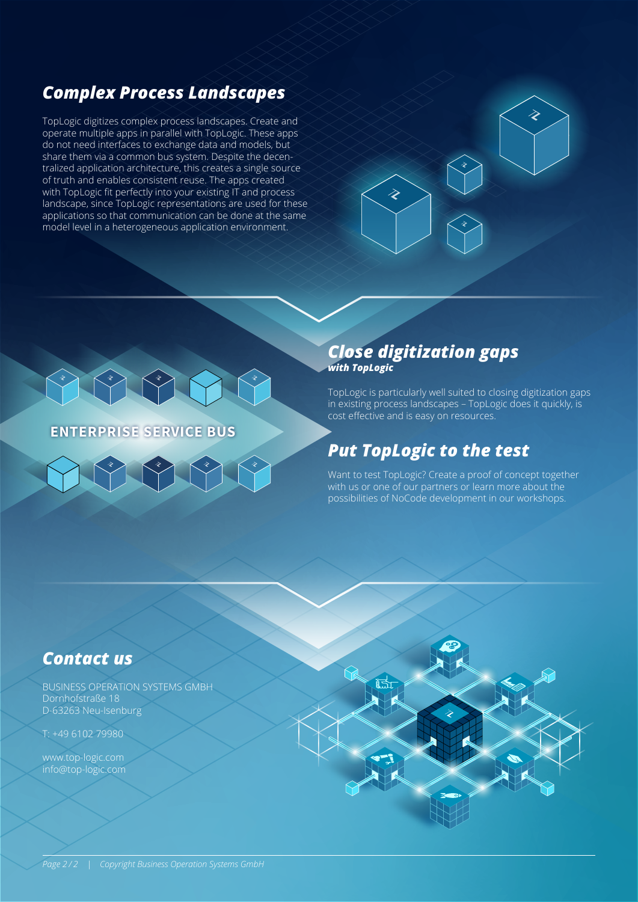## *Complex Process Landscapes*

TopLogic digitizes complex process landscapes. Create and operate multiple apps in parallel with TopLogic. These apps do not need interfaces to exchange data and models, but share them via a common bus system. Despite the decentralized application architecture, this creates a single source of truth and enables consistent reuse. The apps created with TopLogic fit perfectly into your existing IT and process landscape, since TopLogic representations are used for these applications so that communication can be done at the same model level in a heterogeneous application environment.

ENTERPRISE SERVICE BUS

## *Close digitization gaps*

***with TopLogic***

TopLogic is particularly well suited to closing digitization gaps in existing process landscapes – TopLogic does it quickly, is cost effective and is easy on resources.

## *Put TopLogic to the test*

Want to test TopLogic? Create a proof of concept together with us or one of our partners or learn more about the possibilities of NoCode development in our workshops.

## *Contact us*

BUSINESS OPERATION SYSTEMS GMBH
Dornhofstraße 18
D-63263 Neu-Isenburg

T: +49 6102 79980

www.top-logic.com
info@top-logic.com